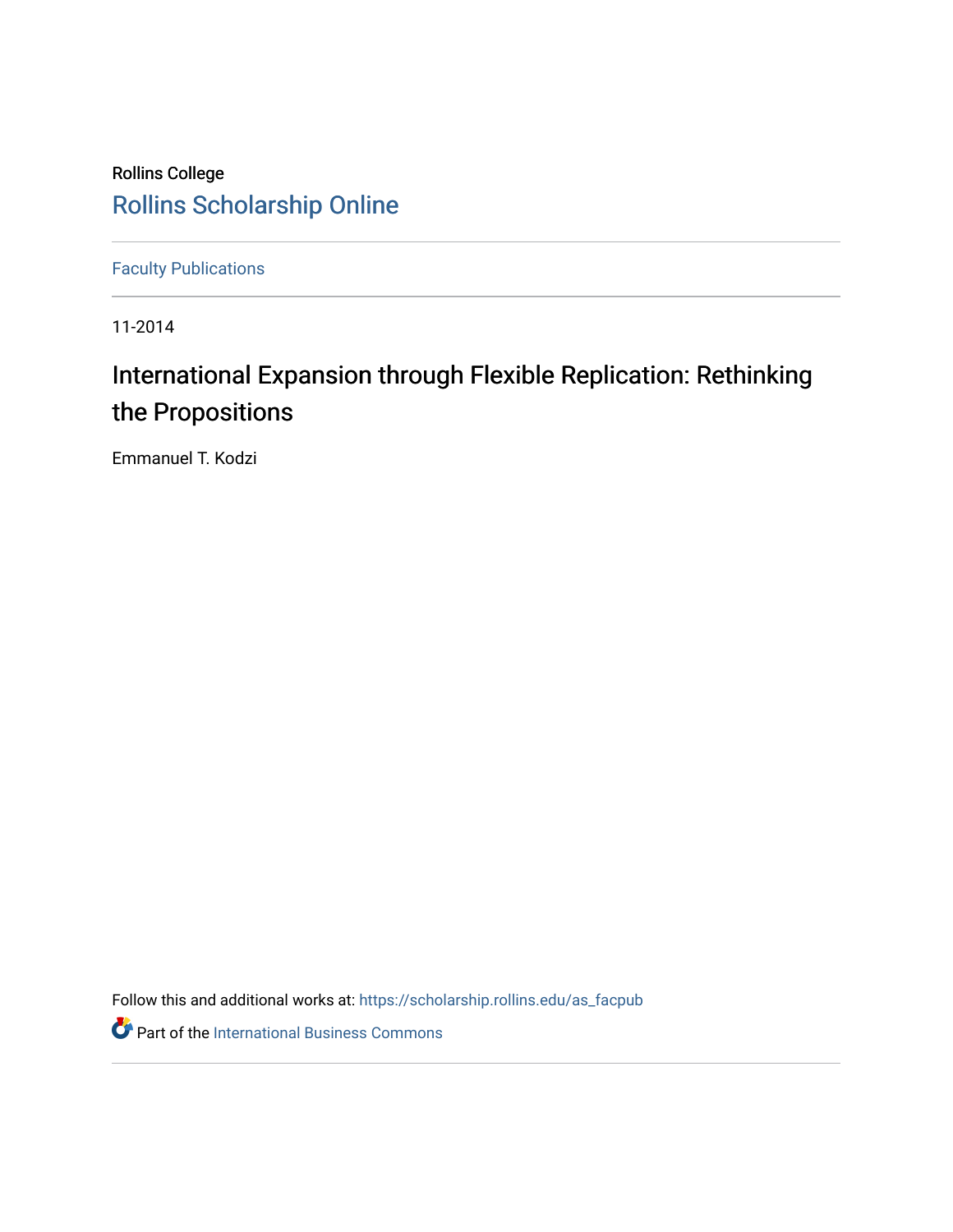Rollins College

# Rollins Scholarship Online

Faculty Publications

11-2014

## International Expansion through Flexible Replication: Rethinking the Propositions

Emmanuel T. Kodzi

Follow this and additional works at: https://scholarship.rollins.edu/as_facpub

Part of the International Business Commons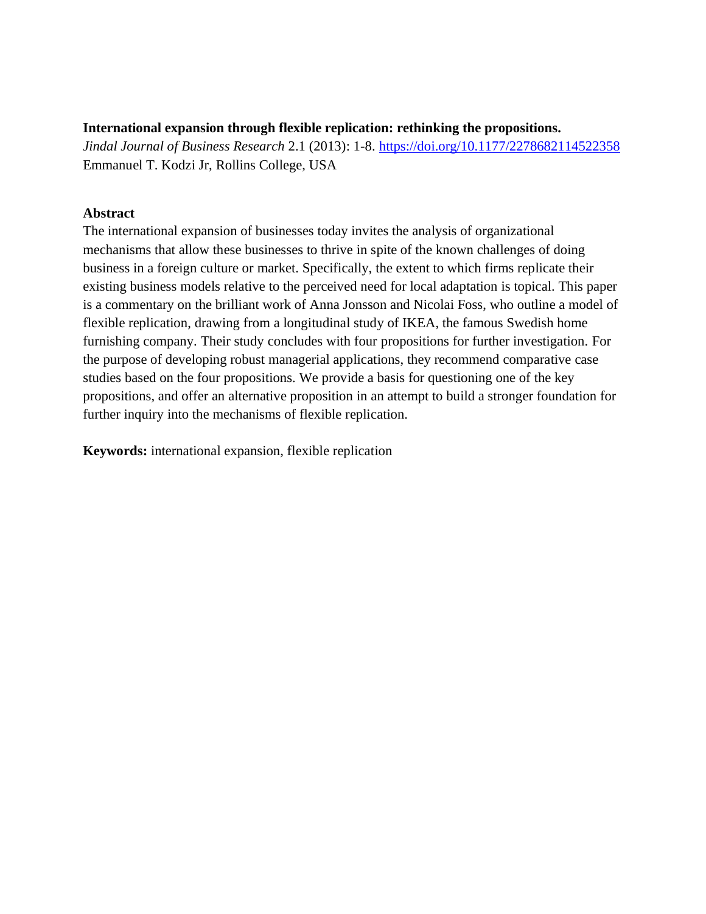**International expansion through flexible replication: rethinking the propositions.**
*Jindal Journal of Business Research* 2.1 (2013): 1-8. https://doi.org/10.1177/2278682114522358
Emmanuel T. Kodzi Jr, Rollins College, USA

**Abstract**

The international expansion of businesses today invites the analysis of organizational mechanisms that allow these businesses to thrive in spite of the known challenges of doing business in a foreign culture or market. Specifically, the extent to which firms replicate their existing business models relative to the perceived need for local adaptation is topical. This paper is a commentary on the brilliant work of Anna Jonsson and Nicolai Foss, who outline a model of flexible replication, drawing from a longitudinal study of IKEA, the famous Swedish home furnishing company. Their study concludes with four propositions for further investigation. For the purpose of developing robust managerial applications, they recommend comparative case studies based on the four propositions. We provide a basis for questioning one of the key propositions, and offer an alternative proposition in an attempt to build a stronger foundation for further inquiry into the mechanisms of flexible replication.

**Keywords:** international expansion, flexible replication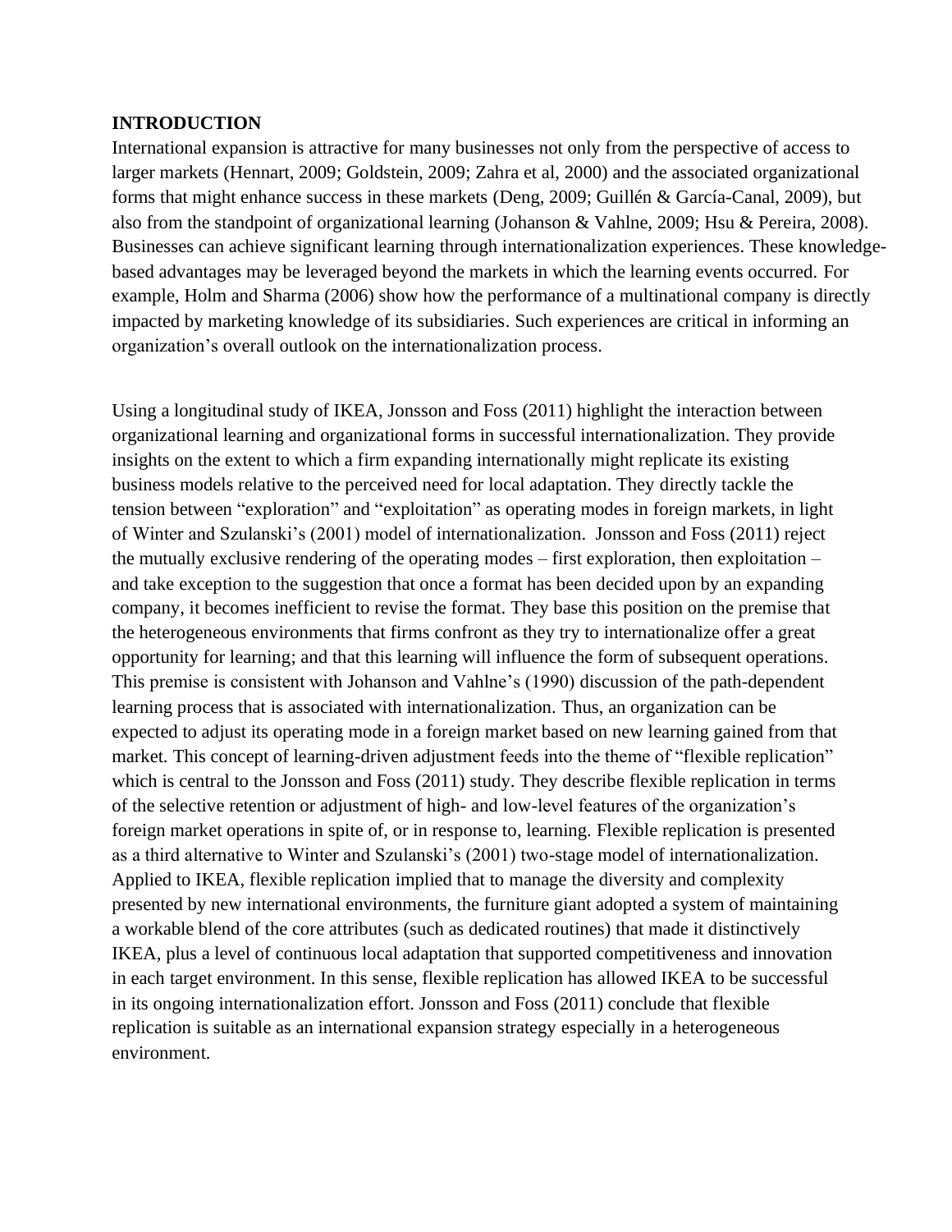## INTRODUCTION

International expansion is attractive for many businesses not only from the perspective of access to larger markets (Hennart, 2009; Goldstein, 2009; Zahra et al, 2000) and the associated organizational forms that might enhance success in these markets (Deng, 2009; Guillén & García-Canal, 2009), but also from the standpoint of organizational learning (Johanson & Vahlne, 2009; Hsu & Pereira, 2008). Businesses can achieve significant learning through internationalization experiences. These knowledge-based advantages may be leveraged beyond the markets in which the learning events occurred. For example, Holm and Sharma (2006) show how the performance of a multinational company is directly impacted by marketing knowledge of its subsidiaries. Such experiences are critical in informing an organization's overall outlook on the internationalization process.

Using a longitudinal study of IKEA, Jonsson and Foss (2011) highlight the interaction between organizational learning and organizational forms in successful internationalization. They provide insights on the extent to which a firm expanding internationally might replicate its existing business models relative to the perceived need for local adaptation. They directly tackle the tension between "exploration" and "exploitation" as operating modes in foreign markets, in light of Winter and Szulanski's (2001) model of internationalization. Jonsson and Foss (2011) reject the mutually exclusive rendering of the operating modes – first exploration, then exploitation – and take exception to the suggestion that once a format has been decided upon by an expanding company, it becomes inefficient to revise the format. They base this position on the premise that the heterogeneous environments that firms confront as they try to internationalize offer a great opportunity for learning; and that this learning will influence the form of subsequent operations. This premise is consistent with Johanson and Vahlne's (1990) discussion of the path-dependent learning process that is associated with internationalization. Thus, an organization can be expected to adjust its operating mode in a foreign market based on new learning gained from that market. This concept of learning-driven adjustment feeds into the theme of "flexible replication" which is central to the Jonsson and Foss (2011) study. They describe flexible replication in terms of the selective retention or adjustment of high- and low-level features of the organization's foreign market operations in spite of, or in response to, learning. Flexible replication is presented as a third alternative to Winter and Szulanski's (2001) two-stage model of internationalization. Applied to IKEA, flexible replication implied that to manage the diversity and complexity presented by new international environments, the furniture giant adopted a system of maintaining a workable blend of the core attributes (such as dedicated routines) that made it distinctively IKEA, plus a level of continuous local adaptation that supported competitiveness and innovation in each target environment. In this sense, flexible replication has allowed IKEA to be successful in its ongoing internationalization effort. Jonsson and Foss (2011) conclude that flexible replication is suitable as an international expansion strategy especially in a heterogeneous environment.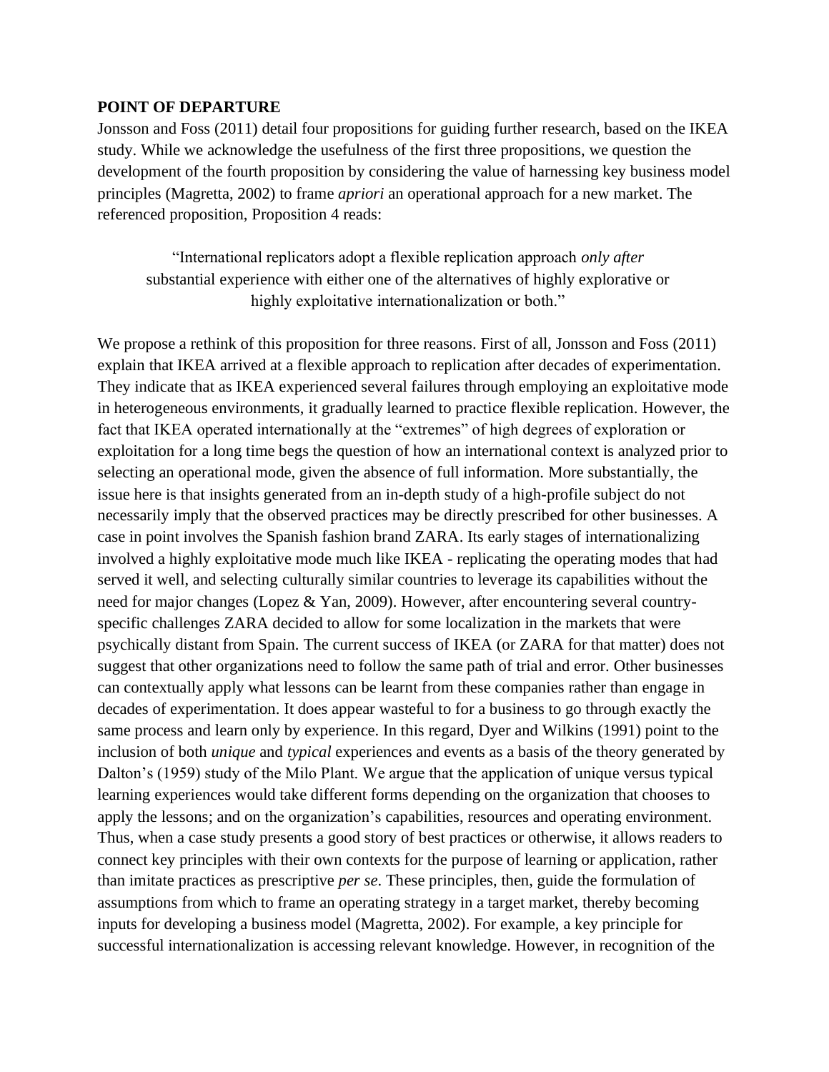**POINT OF DEPARTURE**

Jonsson and Foss (2011) detail four propositions for guiding further research, based on the IKEA study. While we acknowledge the usefulness of the first three propositions, we question the development of the fourth proposition by considering the value of harnessing key business model principles (Magretta, 2002) to frame *apriori* an operational approach for a new market. The referenced proposition, Proposition 4 reads:

> "International replicators adopt a flexible replication approach *only after* substantial experience with either one of the alternatives of highly explorative or highly exploitative internationalization or both."

We propose a rethink of this proposition for three reasons. First of all, Jonsson and Foss (2011) explain that IKEA arrived at a flexible approach to replication after decades of experimentation. They indicate that as IKEA experienced several failures through employing an exploitative mode in heterogeneous environments, it gradually learned to practice flexible replication. However, the fact that IKEA operated internationally at the "extremes" of high degrees of exploration or exploitation for a long time begs the question of how an international context is analyzed prior to selecting an operational mode, given the absence of full information. More substantially, the issue here is that insights generated from an in-depth study of a high-profile subject do not necessarily imply that the observed practices may be directly prescribed for other businesses. A case in point involves the Spanish fashion brand ZARA. Its early stages of internationalizing involved a highly exploitative mode much like IKEA - replicating the operating modes that had served it well, and selecting culturally similar countries to leverage its capabilities without the need for major changes (Lopez & Yan, 2009). However, after encountering several country-specific challenges ZARA decided to allow for some localization in the markets that were psychically distant from Spain. The current success of IKEA (or ZARA for that matter) does not suggest that other organizations need to follow the same path of trial and error. Other businesses can contextually apply what lessons can be learnt from these companies rather than engage in decades of experimentation. It does appear wasteful to for a business to go through exactly the same process and learn only by experience. In this regard, Dyer and Wilkins (1991) point to the inclusion of both *unique* and *typical* experiences and events as a basis of the theory generated by Dalton's (1959) study of the Milo Plant. We argue that the application of unique versus typical learning experiences would take different forms depending on the organization that chooses to apply the lessons; and on the organization's capabilities, resources and operating environment. Thus, when a case study presents a good story of best practices or otherwise, it allows readers to connect key principles with their own contexts for the purpose of learning or application, rather than imitate practices as prescriptive *per se*. These principles, then, guide the formulation of assumptions from which to frame an operating strategy in a target market, thereby becoming inputs for developing a business model (Magretta, 2002). For example, a key principle for successful internationalization is accessing relevant knowledge. However, in recognition of the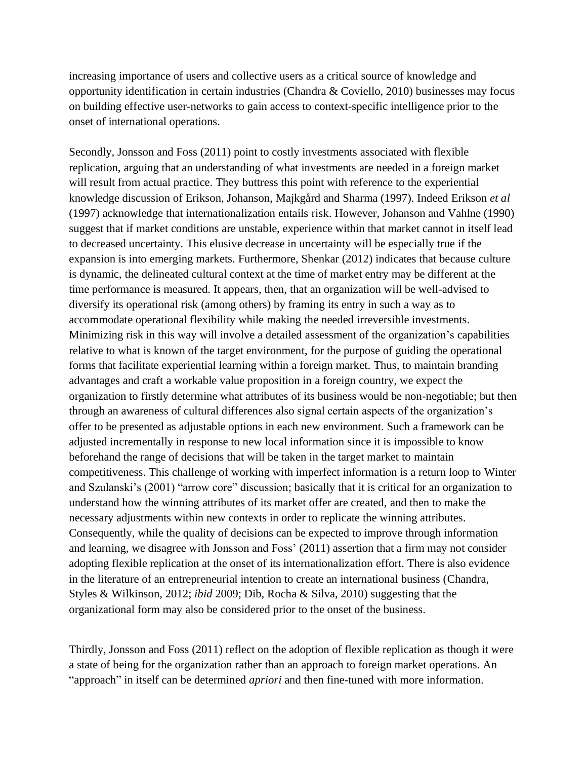increasing importance of users and collective users as a critical source of knowledge and opportunity identification in certain industries (Chandra & Coviello, 2010) businesses may focus on building effective user-networks to gain access to context-specific intelligence prior to the onset of international operations.

Secondly, Jonsson and Foss (2011) point to costly investments associated with flexible replication, arguing that an understanding of what investments are needed in a foreign market will result from actual practice. They buttress this point with reference to the experiential knowledge discussion of Erikson, Johanson, Majkgård and Sharma (1997). Indeed Erikson *et al* (1997) acknowledge that internationalization entails risk. However, Johanson and Vahlne (1990) suggest that if market conditions are unstable, experience within that market cannot in itself lead to decreased uncertainty. This elusive decrease in uncertainty will be especially true if the expansion is into emerging markets. Furthermore, Shenkar (2012) indicates that because culture is dynamic, the delineated cultural context at the time of market entry may be different at the time performance is measured. It appears, then, that an organization will be well-advised to diversify its operational risk (among others) by framing its entry in such a way as to accommodate operational flexibility while making the needed irreversible investments. Minimizing risk in this way will involve a detailed assessment of the organization's capabilities relative to what is known of the target environment, for the purpose of guiding the operational forms that facilitate experiential learning within a foreign market. Thus, to maintain branding advantages and craft a workable value proposition in a foreign country, we expect the organization to firstly determine what attributes of its business would be non-negotiable; but then through an awareness of cultural differences also signal certain aspects of the organization's offer to be presented as adjustable options in each new environment. Such a framework can be adjusted incrementally in response to new local information since it is impossible to know beforehand the range of decisions that will be taken in the target market to maintain competitiveness. This challenge of working with imperfect information is a return loop to Winter and Szulanski's (2001) "arrow core" discussion; basically that it is critical for an organization to understand how the winning attributes of its market offer are created, and then to make the necessary adjustments within new contexts in order to replicate the winning attributes. Consequently, while the quality of decisions can be expected to improve through information and learning, we disagree with Jonsson and Foss' (2011) assertion that a firm may not consider adopting flexible replication at the onset of its internationalization effort. There is also evidence in the literature of an entrepreneurial intention to create an international business (Chandra, Styles & Wilkinson, 2012; *ibid* 2009; Dib, Rocha & Silva, 2010) suggesting that the organizational form may also be considered prior to the onset of the business.

Thirdly, Jonsson and Foss (2011) reflect on the adoption of flexible replication as though it were a state of being for the organization rather than an approach to foreign market operations. An "approach" in itself can be determined *apriori* and then fine-tuned with more information.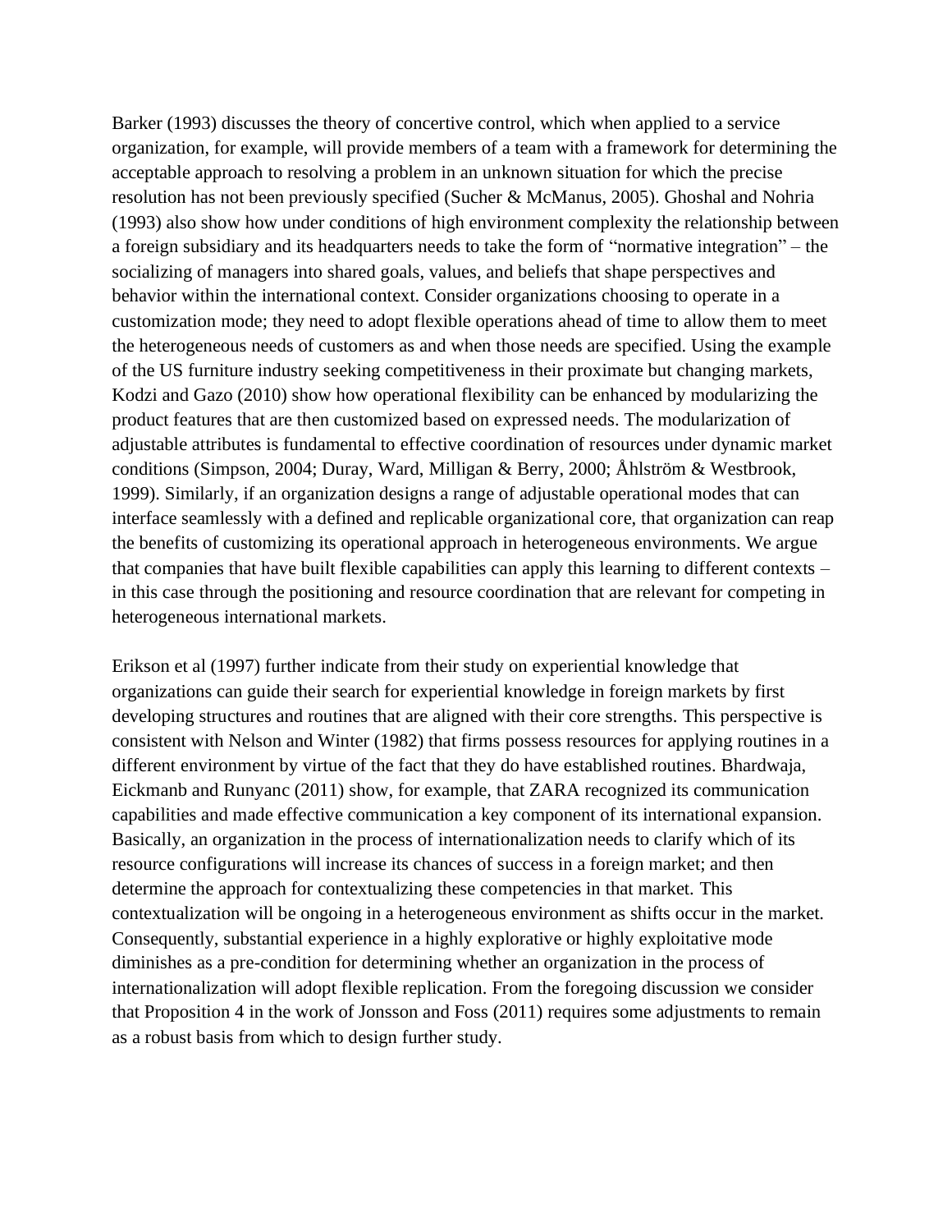Barker (1993) discusses the theory of concertive control, which when applied to a service organization, for example, will provide members of a team with a framework for determining the acceptable approach to resolving a problem in an unknown situation for which the precise resolution has not been previously specified (Sucher & McManus, 2005). Ghoshal and Nohria (1993) also show how under conditions of high environment complexity the relationship between a foreign subsidiary and its headquarters needs to take the form of "normative integration" – the socializing of managers into shared goals, values, and beliefs that shape perspectives and behavior within the international context. Consider organizations choosing to operate in a customization mode; they need to adopt flexible operations ahead of time to allow them to meet the heterogeneous needs of customers as and when those needs are specified. Using the example of the US furniture industry seeking competitiveness in their proximate but changing markets, Kodzi and Gazo (2010) show how operational flexibility can be enhanced by modularizing the product features that are then customized based on expressed needs. The modularization of adjustable attributes is fundamental to effective coordination of resources under dynamic market conditions (Simpson, 2004; Duray, Ward, Milligan & Berry, 2000; Åhlström & Westbrook, 1999). Similarly, if an organization designs a range of adjustable operational modes that can interface seamlessly with a defined and replicable organizational core, that organization can reap the benefits of customizing its operational approach in heterogeneous environments. We argue that companies that have built flexible capabilities can apply this learning to different contexts – in this case through the positioning and resource coordination that are relevant for competing in heterogeneous international markets.

Erikson et al (1997) further indicate from their study on experiential knowledge that organizations can guide their search for experiential knowledge in foreign markets by first developing structures and routines that are aligned with their core strengths. This perspective is consistent with Nelson and Winter (1982) that firms possess resources for applying routines in a different environment by virtue of the fact that they do have established routines. Bhardwaja, Eickmanb and Runyanc (2011) show, for example, that ZARA recognized its communication capabilities and made effective communication a key component of its international expansion. Basically, an organization in the process of internationalization needs to clarify which of its resource configurations will increase its chances of success in a foreign market; and then determine the approach for contextualizing these competencies in that market. This contextualization will be ongoing in a heterogeneous environment as shifts occur in the market. Consequently, substantial experience in a highly explorative or highly exploitative mode diminishes as a pre-condition for determining whether an organization in the process of internationalization will adopt flexible replication. From the foregoing discussion we consider that Proposition 4 in the work of Jonsson and Foss (2011) requires some adjustments to remain as a robust basis from which to design further study.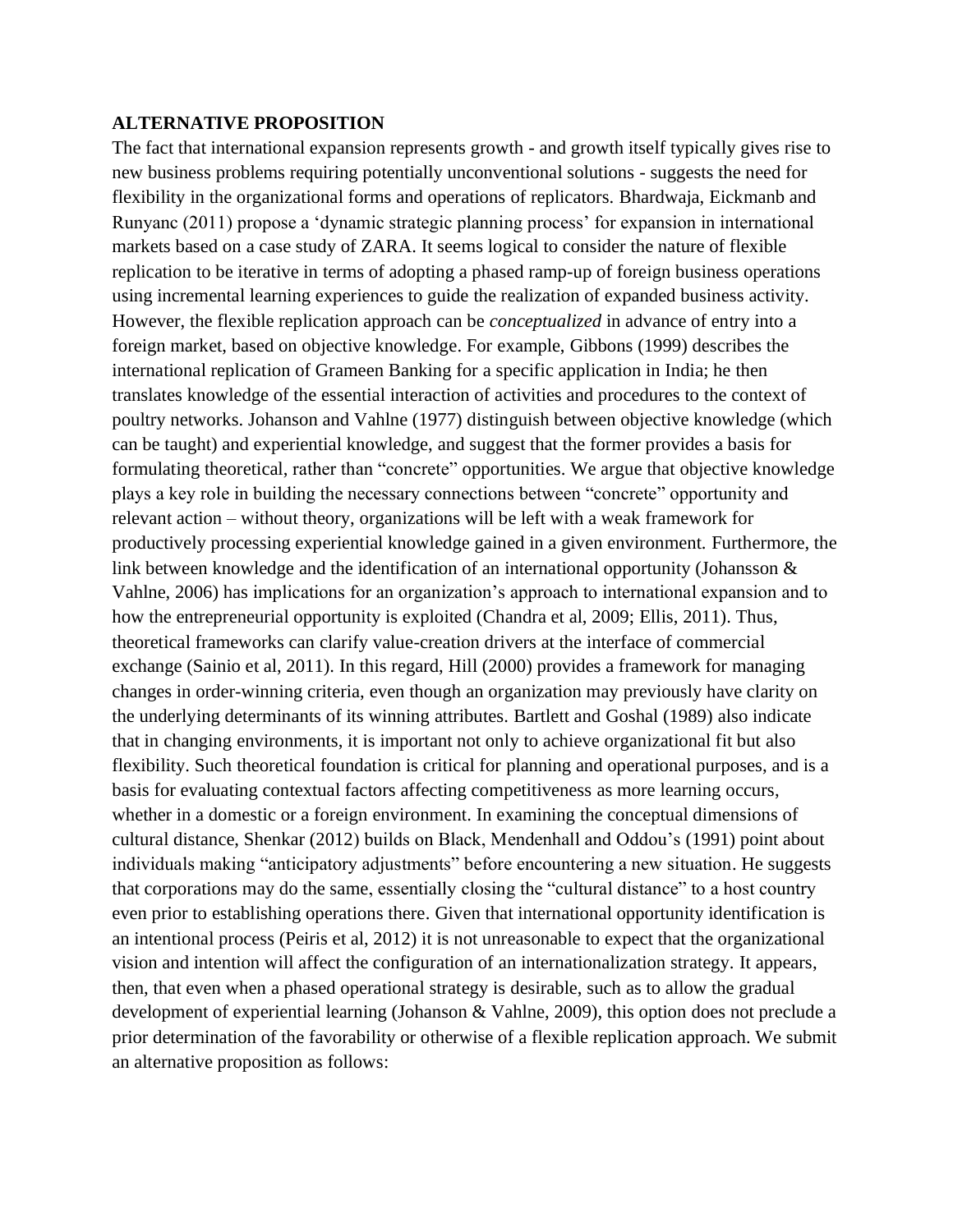**ALTERNATIVE PROPOSITION**

The fact that international expansion represents growth - and growth itself typically gives rise to new business problems requiring potentially unconventional solutions - suggests the need for flexibility in the organizational forms and operations of replicators. Bhardwaja, Eickmanb and Runyanc (2011) propose a 'dynamic strategic planning process' for expansion in international markets based on a case study of ZARA. It seems logical to consider the nature of flexible replication to be iterative in terms of adopting a phased ramp-up of foreign business operations using incremental learning experiences to guide the realization of expanded business activity. However, the flexible replication approach can be *conceptualized* in advance of entry into a foreign market, based on objective knowledge. For example, Gibbons (1999) describes the international replication of Grameen Banking for a specific application in India; he then translates knowledge of the essential interaction of activities and procedures to the context of poultry networks. Johanson and Vahlne (1977) distinguish between objective knowledge (which can be taught) and experiential knowledge, and suggest that the former provides a basis for formulating theoretical, rather than "concrete" opportunities. We argue that objective knowledge plays a key role in building the necessary connections between "concrete" opportunity and relevant action – without theory, organizations will be left with a weak framework for productively processing experiential knowledge gained in a given environment. Furthermore, the link between knowledge and the identification of an international opportunity (Johansson & Vahlne, 2006) has implications for an organization's approach to international expansion and to how the entrepreneurial opportunity is exploited (Chandra et al, 2009; Ellis, 2011). Thus, theoretical frameworks can clarify value-creation drivers at the interface of commercial exchange (Sainio et al, 2011). In this regard, Hill (2000) provides a framework for managing changes in order-winning criteria, even though an organization may previously have clarity on the underlying determinants of its winning attributes. Bartlett and Goshal (1989) also indicate that in changing environments, it is important not only to achieve organizational fit but also flexibility. Such theoretical foundation is critical for planning and operational purposes, and is a basis for evaluating contextual factors affecting competitiveness as more learning occurs, whether in a domestic or a foreign environment. In examining the conceptual dimensions of cultural distance, Shenkar (2012) builds on Black, Mendenhall and Oddou's (1991) point about individuals making "anticipatory adjustments" before encountering a new situation. He suggests that corporations may do the same, essentially closing the "cultural distance" to a host country even prior to establishing operations there. Given that international opportunity identification is an intentional process (Peiris et al, 2012) it is not unreasonable to expect that the organizational vision and intention will affect the configuration of an internationalization strategy. It appears, then, that even when a phased operational strategy is desirable, such as to allow the gradual development of experiential learning (Johanson & Vahlne, 2009), this option does not preclude a prior determination of the favorability or otherwise of a flexible replication approach. We submit an alternative proposition as follows: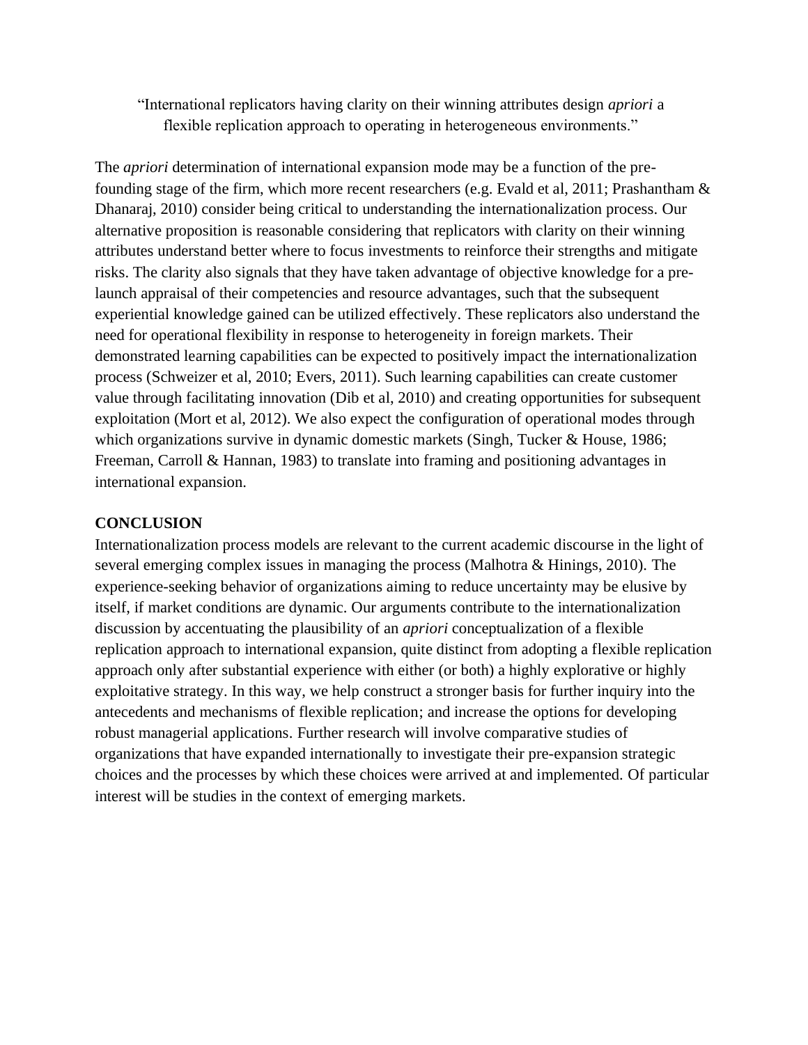> "International replicators having clarity on their winning attributes design *apriori* a flexible replication approach to operating in heterogeneous environments."

The *apriori* determination of international expansion mode may be a function of the pre-founding stage of the firm, which more recent researchers (e.g. Evald et al, 2011; Prashantham & Dhanaraj, 2010) consider being critical to understanding the internationalization process. Our alternative proposition is reasonable considering that replicators with clarity on their winning attributes understand better where to focus investments to reinforce their strengths and mitigate risks. The clarity also signals that they have taken advantage of objective knowledge for a pre-launch appraisal of their competencies and resource advantages, such that the subsequent experiential knowledge gained can be utilized effectively. These replicators also understand the need for operational flexibility in response to heterogeneity in foreign markets. Their demonstrated learning capabilities can be expected to positively impact the internationalization process (Schweizer et al, 2010; Evers, 2011). Such learning capabilities can create customer value through facilitating innovation (Dib et al, 2010) and creating opportunities for subsequent exploitation (Mort et al, 2012). We also expect the configuration of operational modes through which organizations survive in dynamic domestic markets (Singh, Tucker & House, 1986; Freeman, Carroll & Hannan, 1983) to translate into framing and positioning advantages in international expansion.

## CONCLUSION

Internationalization process models are relevant to the current academic discourse in the light of several emerging complex issues in managing the process (Malhotra & Hinings, 2010). The experience-seeking behavior of organizations aiming to reduce uncertainty may be elusive by itself, if market conditions are dynamic. Our arguments contribute to the internationalization discussion by accentuating the plausibility of an *apriori* conceptualization of a flexible replication approach to international expansion, quite distinct from adopting a flexible replication approach only after substantial experience with either (or both) a highly explorative or highly exploitative strategy. In this way, we help construct a stronger basis for further inquiry into the antecedents and mechanisms of flexible replication; and increase the options for developing robust managerial applications. Further research will involve comparative studies of organizations that have expanded internationally to investigate their pre-expansion strategic choices and the processes by which these choices were arrived at and implemented. Of particular interest will be studies in the context of emerging markets.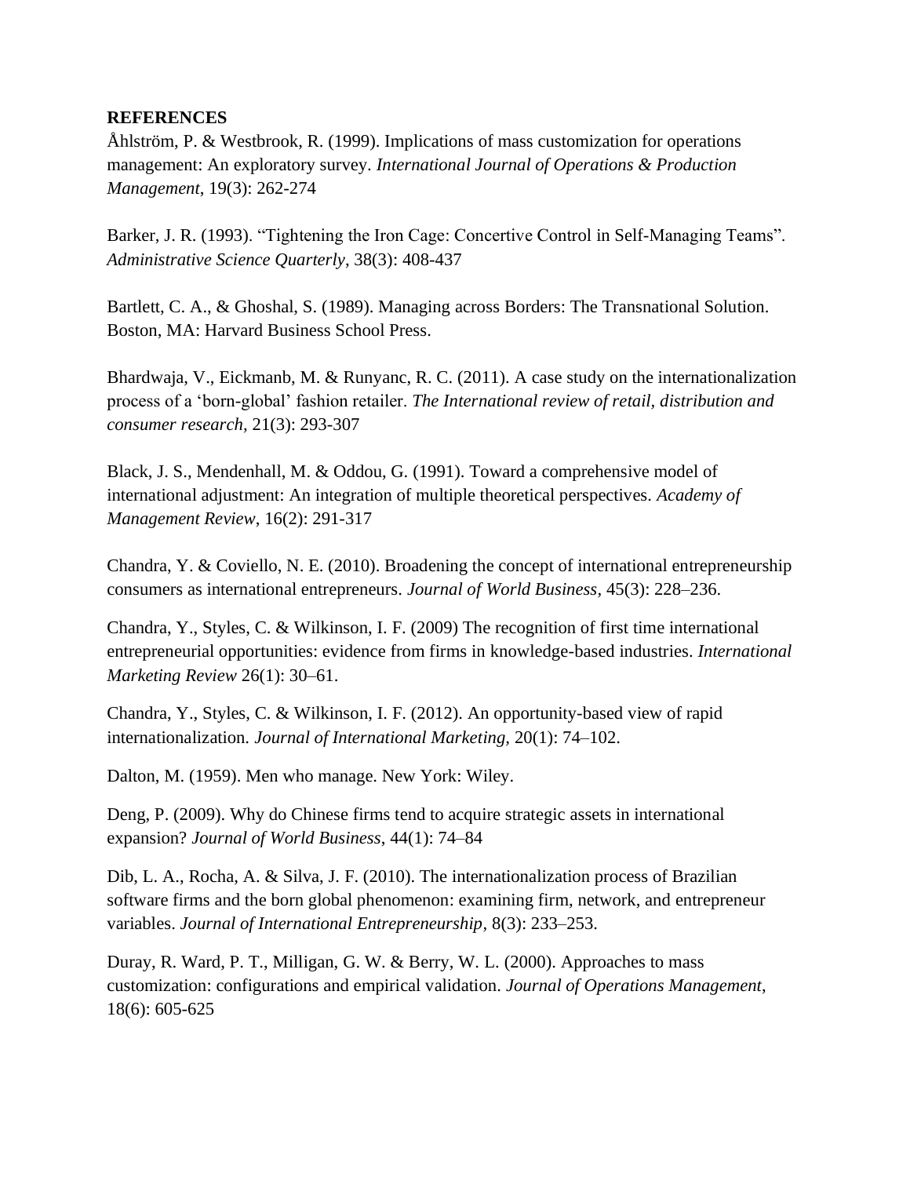**REFERENCES**

Åhlström, P. & Westbrook, R. (1999). Implications of mass customization for operations management: An exploratory survey. *International Journal of Operations & Production Management*, 19(3): 262-274

Barker, J. R. (1993). "Tightening the Iron Cage: Concertive Control in Self-Managing Teams". *Administrative Science Quarterly*, 38(3): 408-437

Bartlett, C. A., & Ghoshal, S. (1989). Managing across Borders: The Transnational Solution. Boston, MA: Harvard Business School Press.

Bhardwaja, V., Eickmanb, M. & Runyanc, R. C. (2011). A case study on the internationalization process of a 'born-global' fashion retailer. *The International review of retail, distribution and consumer research,* 21(3): 293-307

Black, J. S., Mendenhall, M. & Oddou, G. (1991). Toward a comprehensive model of international adjustment: An integration of multiple theoretical perspectives. *Academy of Management Review*, 16(2): 291-317

Chandra, Y. & Coviello, N. E. (2010). Broadening the concept of international entrepreneurship consumers as international entrepreneurs. *Journal of World Business,* 45(3): 228–236.

Chandra, Y., Styles, C. & Wilkinson, I. F. (2009) The recognition of first time international entrepreneurial opportunities: evidence from firms in knowledge-based industries. *International Marketing Review* 26(1): 30–61.

Chandra, Y., Styles, C. & Wilkinson, I. F. (2012). An opportunity-based view of rapid internationalization. *Journal of International Marketing,* 20(1): 74–102.

Dalton, M. (1959). Men who manage. New York: Wiley.

Deng, P. (2009). Why do Chinese firms tend to acquire strategic assets in international expansion? *Journal of World Business*, 44(1): 74–84

Dib, L. A., Rocha, A. & Silva, J. F. (2010). The internationalization process of Brazilian software firms and the born global phenomenon: examining firm, network, and entrepreneur variables. *Journal of International Entrepreneurship,* 8(3): 233–253.

Duray, R. Ward, P. T., Milligan, G. W. & Berry, W. L. (2000). Approaches to mass customization: configurations and empirical validation. *Journal of Operations Management*, 18(6): 605-625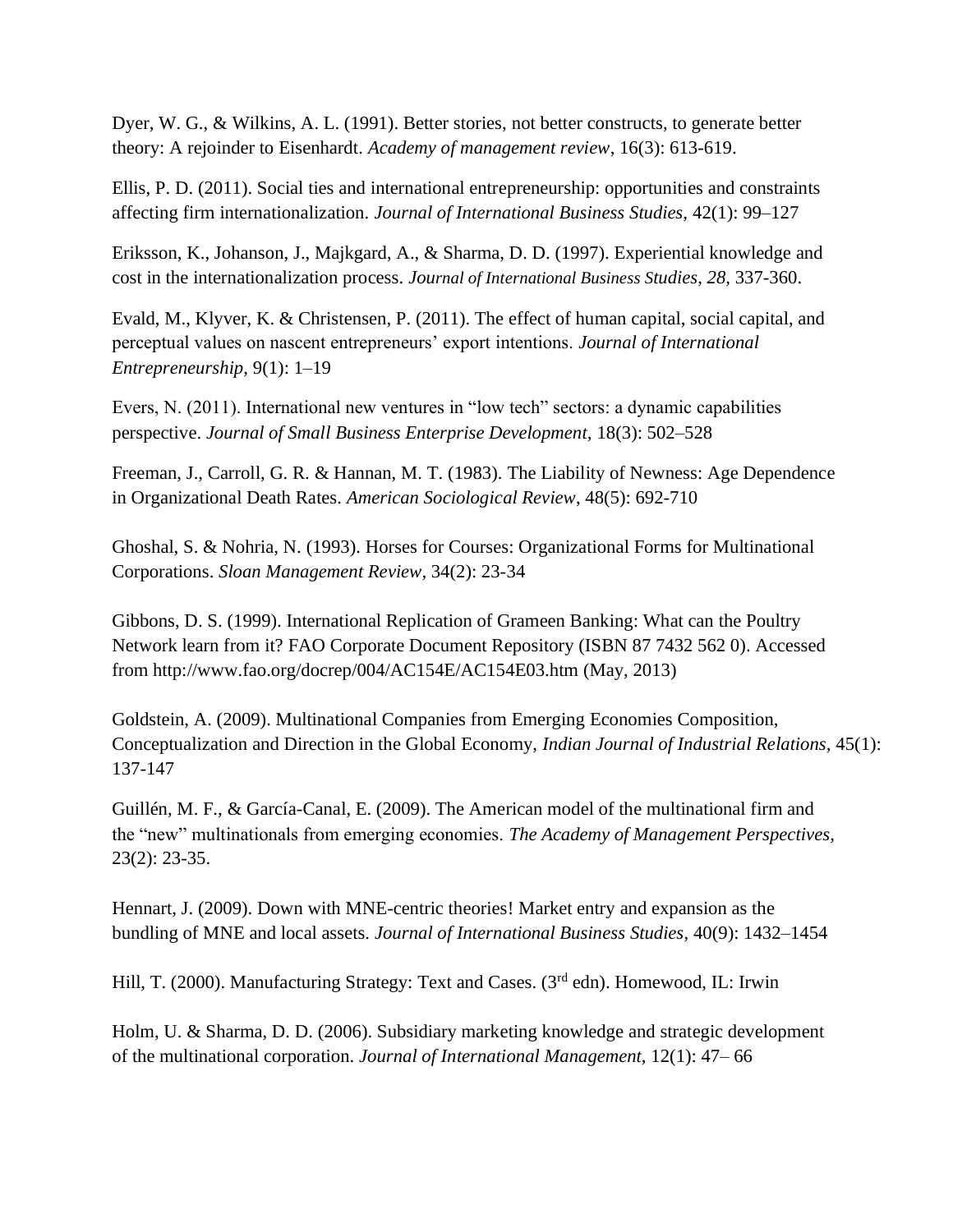Dyer, W. G., & Wilkins, A. L. (1991). Better stories, not better constructs, to generate better theory: A rejoinder to Eisenhardt. *Academy of management review*, 16(3): 613-619.

Ellis, P. D. (2011). Social ties and international entrepreneurship: opportunities and constraints affecting firm internationalization. *Journal of International Business Studies,* 42(1): 99–127

Eriksson, K., Johanson, J., Majkgard, A., & Sharma, D. D. (1997). Experiential knowledge and cost in the internationalization process. *Journal of International Business Studies, 28,* 337-360.

Evald, M., Klyver, K. & Christensen, P. (2011). The effect of human capital, social capital, and perceptual values on nascent entrepreneurs' export intentions. *Journal of International Entrepreneurship,* 9(1): 1–19

Evers, N. (2011). International new ventures in "low tech" sectors: a dynamic capabilities perspective. *Journal of Small Business Enterprise Development,* 18(3): 502–528

Freeman, J., Carroll, G. R. & Hannan, M. T. (1983). The Liability of Newness: Age Dependence in Organizational Death Rates. *American Sociological Review*, 48(5): 692-710

Ghoshal, S. & Nohria, N. (1993). Horses for Courses: Organizational Forms for Multinational Corporations. *Sloan Management Review*, 34(2): 23-34

Gibbons, D. S. (1999). International Replication of Grameen Banking: What can the Poultry Network learn from it? FAO Corporate Document Repository (ISBN 87 7432 562 0). Accessed from http://www.fao.org/docrep/004/AC154E/AC154E03.htm (May, 2013)

Goldstein, A. (2009). Multinational Companies from Emerging Economies Composition, Conceptualization and Direction in the Global Economy, *Indian Journal of Industrial Relations,* 45(1): 137-147

Guillén, M. F., & García-Canal, E. (2009). The American model of the multinational firm and the "new" multinationals from emerging economies. *The Academy of Management Perspectives,* 23(2): 23-35.

Hennart, J. (2009). Down with MNE-centric theories! Market entry and expansion as the bundling of MNE and local assets. *Journal of International Business Studies*, 40(9): 1432–1454

Hill, T. (2000). Manufacturing Strategy: Text and Cases. (3rd edn). Homewood, IL: Irwin

Holm, U. & Sharma, D. D. (2006). Subsidiary marketing knowledge and strategic development of the multinational corporation. *Journal of International Management,* 12(1): 47– 66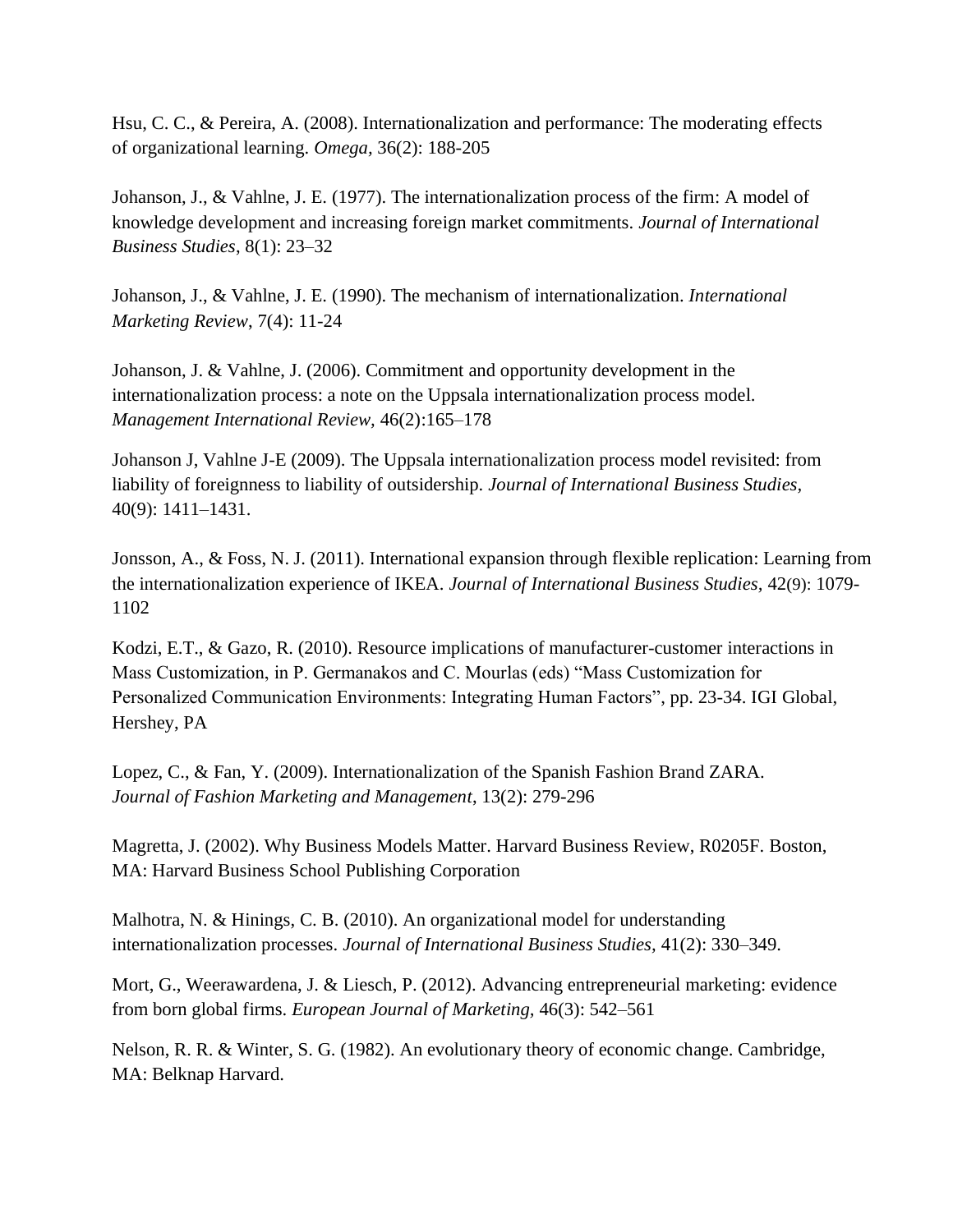Hsu, C. C., & Pereira, A. (2008). Internationalization and performance: The moderating effects of organizational learning. *Omega,* 36(2): 188-205

Johanson, J., & Vahlne, J. E. (1977). The internationalization process of the firm: A model of knowledge development and increasing foreign market commitments. *Journal of International Business Studies*, 8(1): 23–32

Johanson, J., & Vahlne, J. E. (1990). The mechanism of internationalization. *International Marketing Review*, 7(4): 11-24

Johanson, J. & Vahlne, J. (2006). Commitment and opportunity development in the internationalization process: a note on the Uppsala internationalization process model. *Management International Review,* 46(2):165–178

Johanson J, Vahlne J-E (2009). The Uppsala internationalization process model revisited: from liability of foreignness to liability of outsidership. *Journal of International Business Studies,* 40(9): 1411–1431.

Jonsson, A., & Foss, N. J. (2011). International expansion through flexible replication: Learning from the internationalization experience of IKEA. *Journal of International Business Studies,* 42(9): 1079-1102

Kodzi, E.T., & Gazo, R. (2010). Resource implications of manufacturer-customer interactions in Mass Customization, in P. Germanakos and C. Mourlas (eds) "Mass Customization for Personalized Communication Environments: Integrating Human Factors", pp. 23-34. IGI Global, Hershey, PA

Lopez, C., & Fan, Y. (2009). Internationalization of the Spanish Fashion Brand ZARA. *Journal of Fashion Marketing and Management*, 13(2): 279-296

Magretta, J. (2002). Why Business Models Matter. Harvard Business Review, R0205F. Boston, MA: Harvard Business School Publishing Corporation

Malhotra, N. & Hinings, C. B. (2010). An organizational model for understanding internationalization processes. *Journal of International Business Studies,* 41(2): 330–349.

Mort, G., Weerawardena, J. & Liesch, P. (2012). Advancing entrepreneurial marketing: evidence from born global firms. *European Journal of Marketing,* 46(3): 542–561

Nelson, R. R. & Winter, S. G. (1982). An evolutionary theory of economic change. Cambridge, MA: Belknap Harvard.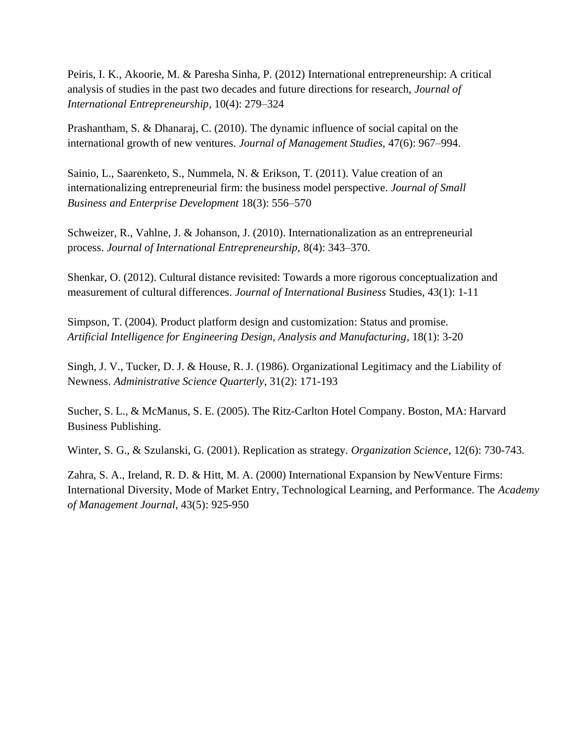Peiris, I. K., Akoorie, M. & Paresha Sinha, P. (2012) International entrepreneurship: A critical analysis of studies in the past two decades and future directions for research, *Journal of International Entrepreneurship*, 10(4): 279–324

Prashantham, S. & Dhanaraj, C. (2010). The dynamic influence of social capital on the international growth of new ventures. *Journal of Management Studies,* 47(6): 967–994.

Sainio, L., Saarenketo, S., Nummela, N. & Erikson, T. (2011). Value creation of an internationalizing entrepreneurial firm: the business model perspective. *Journal of Small Business and Enterprise Development* 18(3): 556–570

Schweizer, R., Vahlne, J. & Johanson, J. (2010). Internationalization as an entrepreneurial process. *Journal of International Entrepreneurship,* 8(4): 343–370.

Shenkar, O. (2012). Cultural distance revisited: Towards a more rigorous conceptualization and measurement of cultural differences. *Journal of International Business* Studies, 43(1): 1-11

Simpson, T. (2004). Product platform design and customization: Status and promise. *Artificial Intelligence for Engineering Design, Analysis and Manufacturing*, 18(1): 3-20

Singh, J. V., Tucker, D. J. & House, R. J. (1986). Organizational Legitimacy and the Liability of Newness. *Administrative Science Quarterly*, 31(2): 171-193

Sucher, S. L., & McManus, S. E. (2005). The Ritz-Carlton Hotel Company. Boston, MA: Harvard Business Publishing.

Winter, S. G., & Szulanski, G. (2001). Replication as strategy. *Organization Science*, 12(6): 730-743.

Zahra, S. A., Ireland, R. D. & Hitt, M. A. (2000) International Expansion by NewVenture Firms: International Diversity, Mode of Market Entry, Technological Learning, and Performance. The *Academy of Management Journal*, 43(5): 925-950